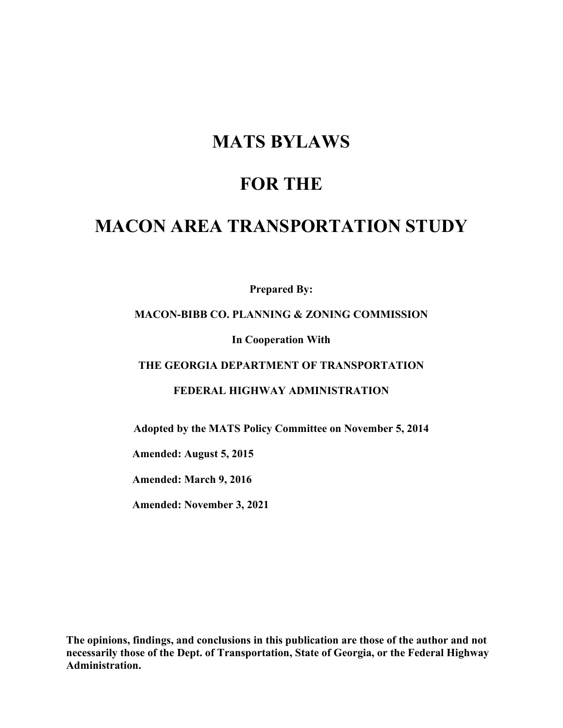# MATS BYLAWS

# FOR THE

# MACON AREA TRANSPORTATION STUDY

**Prepared By:**

**MACON-BIBB CO. PLANNING & ZONING COMMISSION**

**In Cooperation With**

**THE GEORGIA DEPARTMENT OF TRANSPORTATION**

**FEDERAL HIGHWAY ADMINISTRATION**

**Adopted by the MATS Policy Committee on November 5, 2014**

**Amended: August 5, 2015**

**Amended: March 9, 2016**

**Amended: November 3, 2021**

**The opinions, findings, and conclusions in this publication are those of the author and not necessarily those of the Dept. of Transportation, State of Georgia, or the Federal Highway Administration.**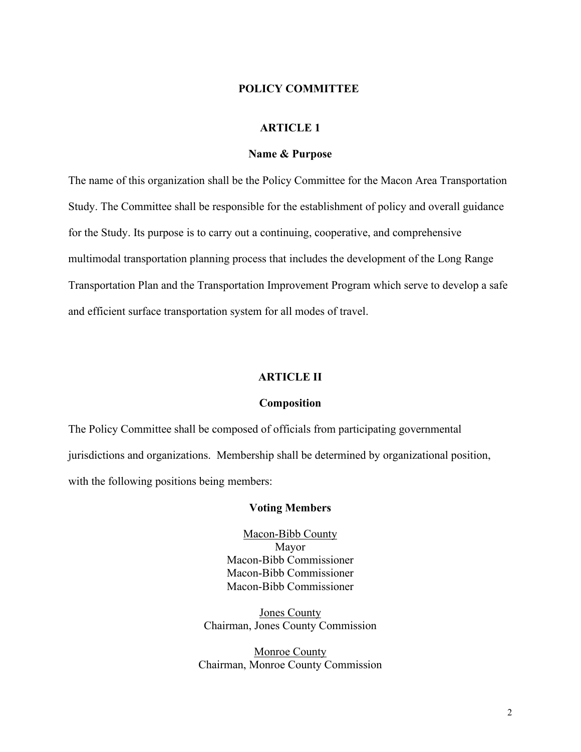## POLICY COMMITTEE

### ARTICLE 1

#### Name & Purpose

The name of this organization shall be the Policy Committee for the Macon Area Transportation Study. The Committee shall be responsible for the establishment of policy and overall guidance for the Study. Its purpose is to carry out a continuing, cooperative, and comprehensive multimodal transportation planning process that includes the development of the Long Range Transportation Plan and the Transportation Improvement Program which serve to develop a safe and efficient surface transportation system for all modes of travel.

### ARTICLE II

#### Composition

The Policy Committee shall be composed of officials from participating governmental jurisdictions and organizations. Membership shall be determined by organizational position, with the following positions being members:

**Voting Members**

<u>Macon-Bibb County</u>
Mayor
Macon-Bibb Commissioner
Macon-Bibb Commissioner
Macon-Bibb Commissioner

<u>Jones County</u>
Chairman, Jones County Commission

<u>Monroe County</u>
Chairman, Monroe County Commission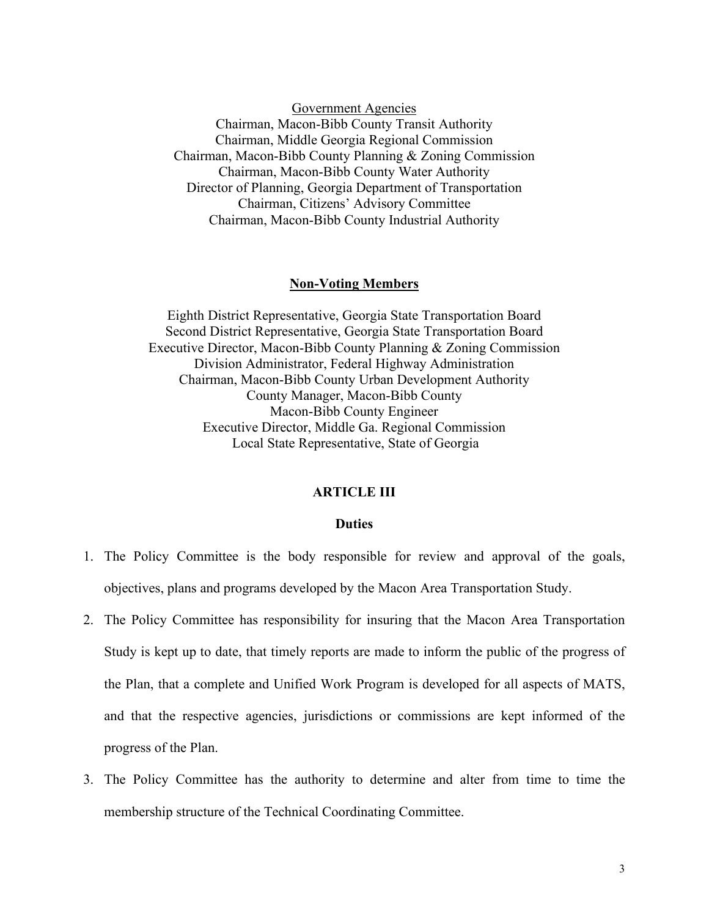Government Agencies

Chairman, Macon-Bibb County Transit Authority
Chairman, Middle Georgia Regional Commission
Chairman, Macon-Bibb County Planning & Zoning Commission
Chairman, Macon-Bibb County Water Authority
Director of Planning, Georgia Department of Transportation
Chairman, Citizens' Advisory Committee
Chairman, Macon-Bibb County Industrial Authority

**Non-Voting Members**

Eighth District Representative, Georgia State Transportation Board
Second District Representative, Georgia State Transportation Board
Executive Director, Macon-Bibb County Planning & Zoning Commission
Division Administrator, Federal Highway Administration
Chairman, Macon-Bibb County Urban Development Authority
County Manager, Macon-Bibb County
Macon-Bibb County Engineer
Executive Director, Middle Ga. Regional Commission
Local State Representative, State of Georgia

## ARTICLE III

### Duties

1. The Policy Committee is the body responsible for review and approval of the goals, objectives, plans and programs developed by the Macon Area Transportation Study.
2. The Policy Committee has responsibility for insuring that the Macon Area Transportation Study is kept up to date, that timely reports are made to inform the public of the progress of the Plan, that a complete and Unified Work Program is developed for all aspects of MATS, and that the respective agencies, jurisdictions or commissions are kept informed of the progress of the Plan.
3. The Policy Committee has the authority to determine and alter from time to time the membership structure of the Technical Coordinating Committee.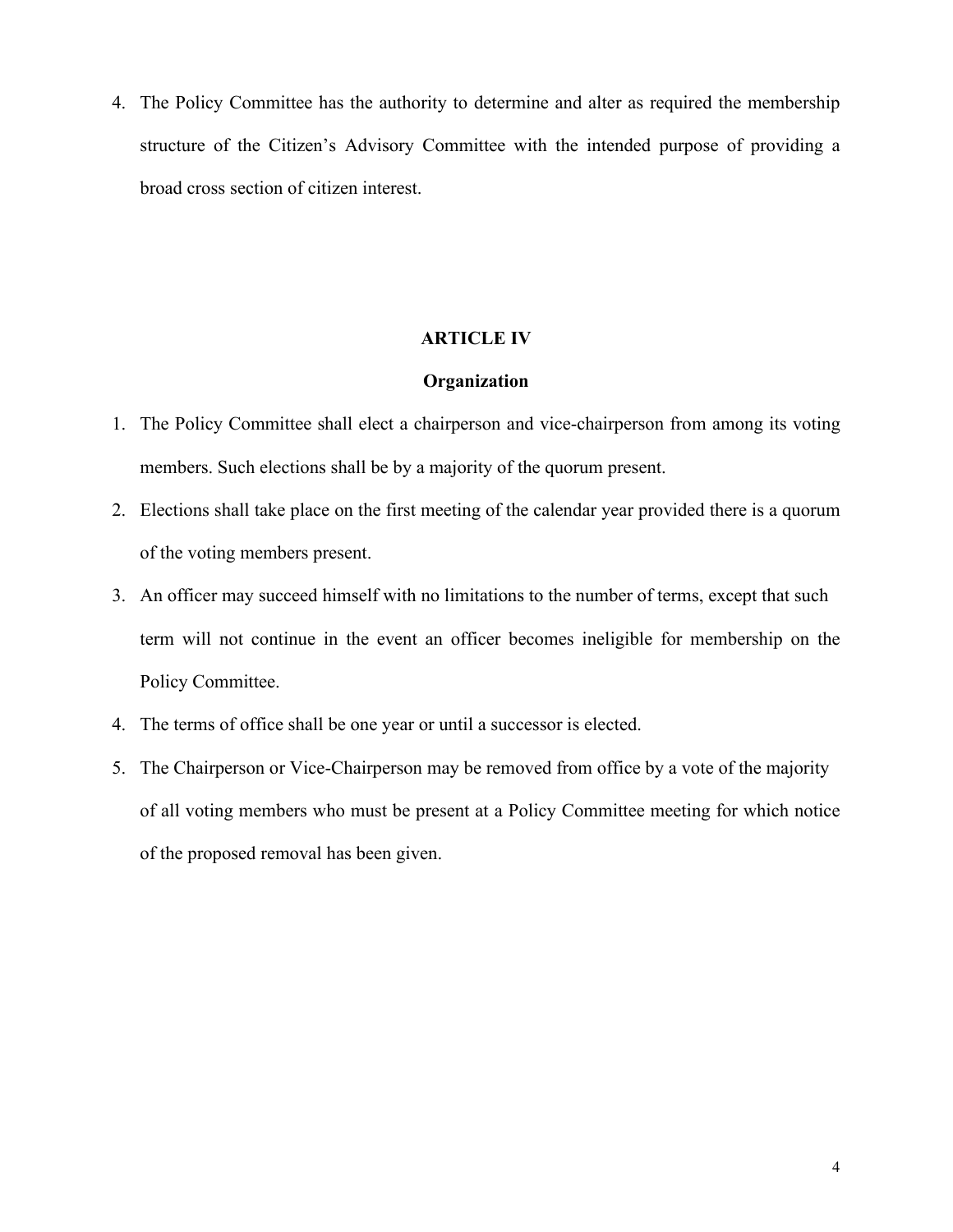4. The Policy Committee has the authority to determine and alter as required the membership structure of the Citizen's Advisory Committee with the intended purpose of providing a broad cross section of citizen interest.

## ARTICLE IV

### Organization

1. The Policy Committee shall elect a chairperson and vice-chairperson from among its voting members. Such elections shall be by a majority of the quorum present.
2. Elections shall take place on the first meeting of the calendar year provided there is a quorum of the voting members present.
3. An officer may succeed himself with no limitations to the number of terms, except that such term will not continue in the event an officer becomes ineligible for membership on the Policy Committee.
4. The terms of office shall be one year or until a successor is elected.
5. The Chairperson or Vice-Chairperson may be removed from office by a vote of the majority of all voting members who must be present at a Policy Committee meeting for which notice of the proposed removal has been given.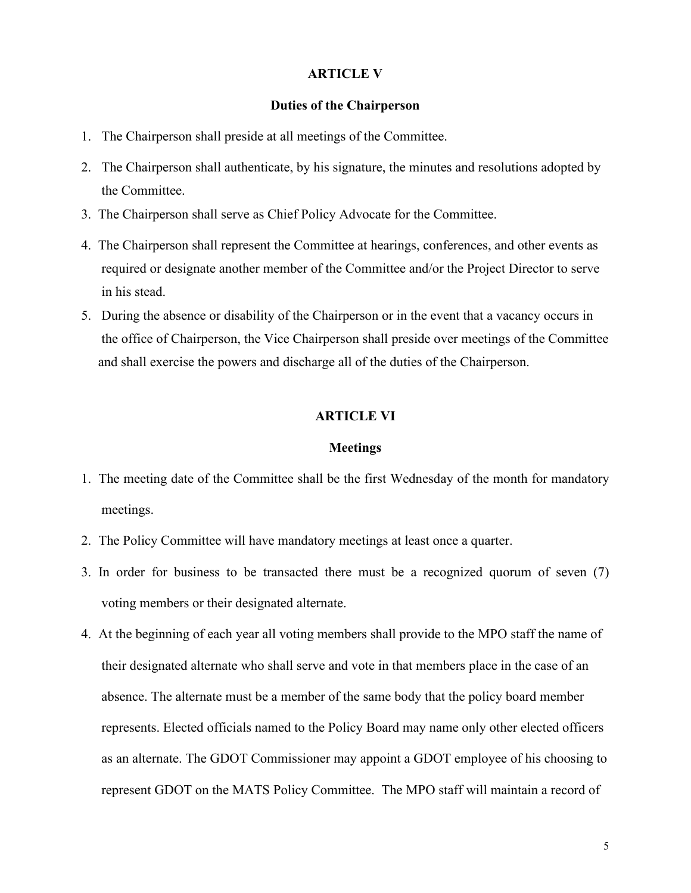## ARTICLE V

### Duties of the Chairperson

1. The Chairperson shall preside at all meetings of the Committee.
2. The Chairperson shall authenticate, by his signature, the minutes and resolutions adopted by the Committee.
3. The Chairperson shall serve as Chief Policy Advocate for the Committee.
4. The Chairperson shall represent the Committee at hearings, conferences, and other events as required or designate another member of the Committee and/or the Project Director to serve in his stead.
5. During the absence or disability of the Chairperson or in the event that a vacancy occurs in the office of Chairperson, the Vice Chairperson shall preside over meetings of the Committee and shall exercise the powers and discharge all of the duties of the Chairperson.

## ARTICLE VI

### Meetings

1. The meeting date of the Committee shall be the first Wednesday of the month for mandatory meetings.
2. The Policy Committee will have mandatory meetings at least once a quarter.
3. In order for business to be transacted there must be a recognized quorum of seven (7) voting members or their designated alternate.
4. At the beginning of each year all voting members shall provide to the MPO staff the name of their designated alternate who shall serve and vote in that members place in the case of an absence. The alternate must be a member of the same body that the policy board member represents. Elected officials named to the Policy Board may name only other elected officers as an alternate. The GDOT Commissioner may appoint a GDOT employee of his choosing to represent GDOT on the MATS Policy Committee. The MPO staff will maintain a record of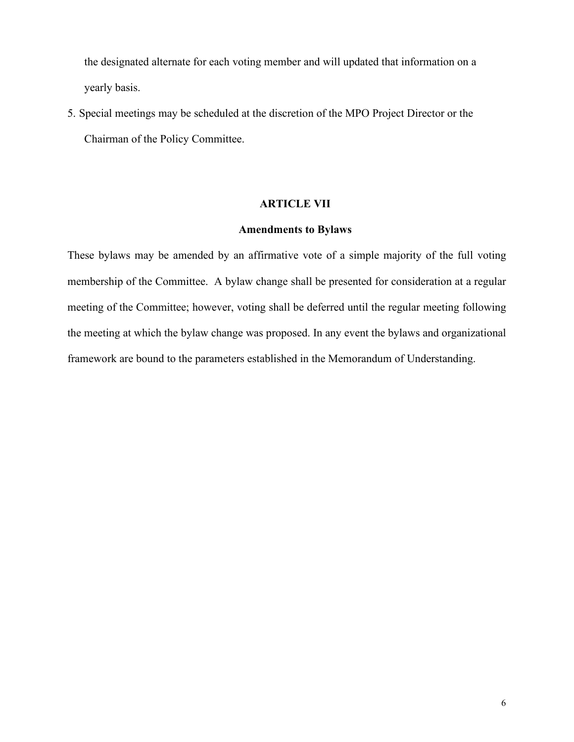the designated alternate for each voting member and will updated that information on a yearly basis.

5. Special meetings may be scheduled at the discretion of the MPO Project Director or the Chairman of the Policy Committee.

## ARTICLE VII

### Amendments to Bylaws

These bylaws may be amended by an affirmative vote of a simple majority of the full voting membership of the Committee. A bylaw change shall be presented for consideration at a regular meeting of the Committee; however, voting shall be deferred until the regular meeting following the meeting at which the bylaw change was proposed. In any event the bylaws and organizational framework are bound to the parameters established in the Memorandum of Understanding.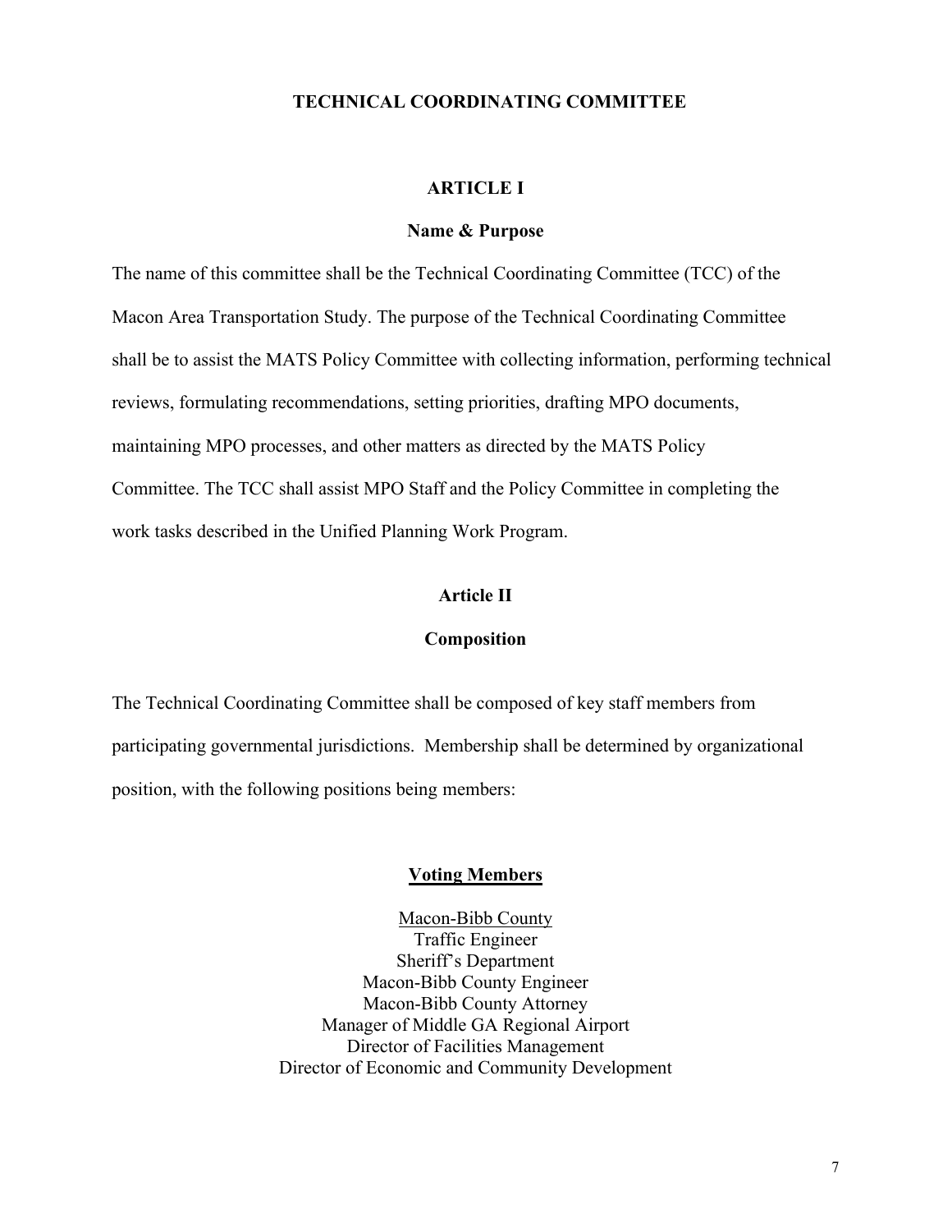# TECHNICAL COORDINATING COMMITTEE

## ARTICLE I

### Name & Purpose

The name of this committee shall be the Technical Coordinating Committee (TCC) of the Macon Area Transportation Study. The purpose of the Technical Coordinating Committee shall be to assist the MATS Policy Committee with collecting information, performing technical reviews, formulating recommendations, setting priorities, drafting MPO documents, maintaining MPO processes, and other matters as directed by the MATS Policy Committee. The TCC shall assist MPO Staff and the Policy Committee in completing the work tasks described in the Unified Planning Work Program.

## Article II

### Composition

The Technical Coordinating Committee shall be composed of key staff members from participating governmental jurisdictions. Membership shall be determined by organizational position, with the following positions being members:

**Voting Members**

Macon-Bibb County

Traffic Engineer
Sheriff's Department
Macon-Bibb County Engineer
Macon-Bibb County Attorney
Manager of Middle GA Regional Airport
Director of Facilities Management
Director of Economic and Community Development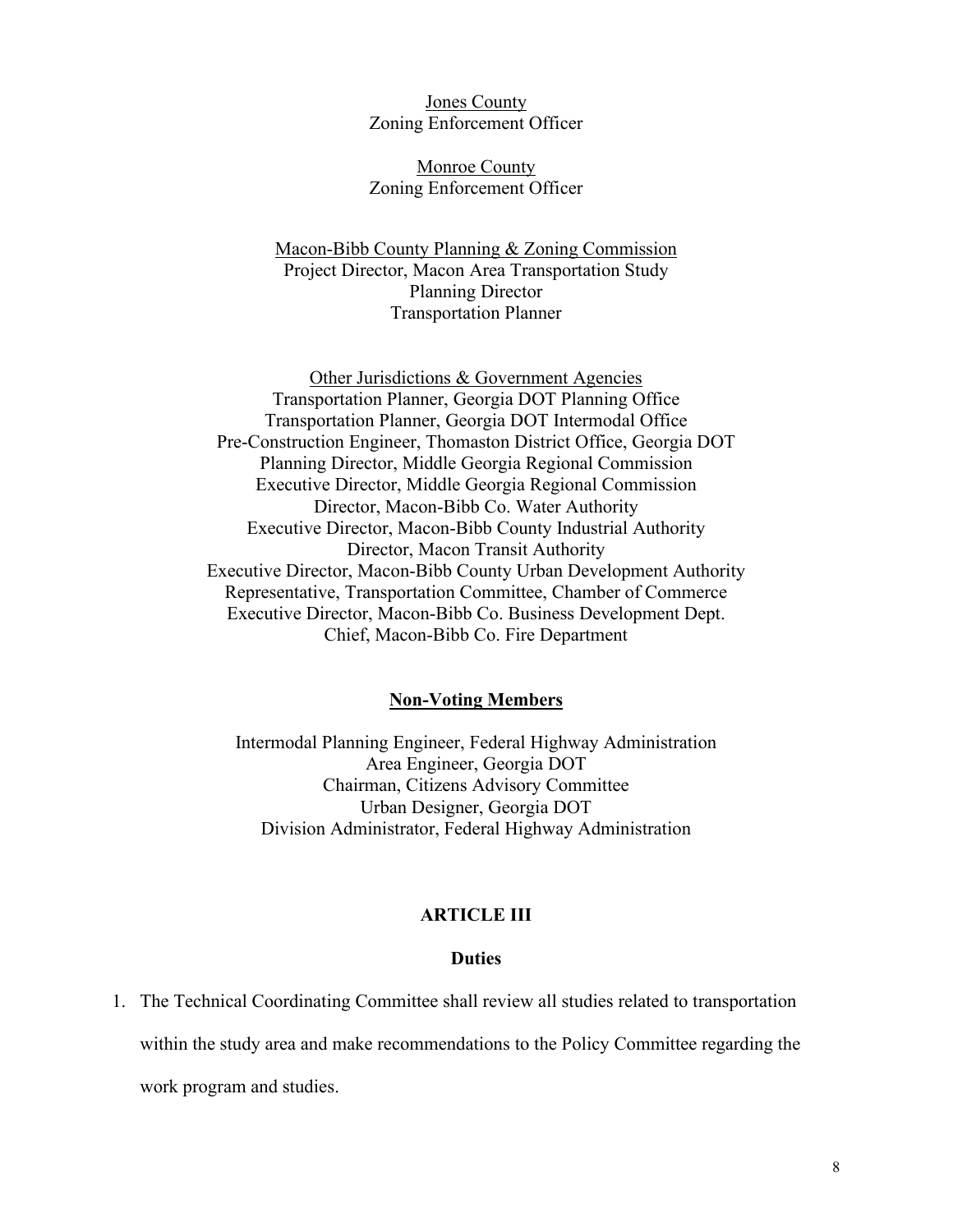Jones County
Zoning Enforcement Officer

Monroe County
Zoning Enforcement Officer

Macon-Bibb County Planning & Zoning Commission
Project Director, Macon Area Transportation Study
Planning Director
Transportation Planner

Other Jurisdictions & Government Agencies
Transportation Planner, Georgia DOT Planning Office
Transportation Planner, Georgia DOT Intermodal Office
Pre-Construction Engineer, Thomaston District Office, Georgia DOT
Planning Director, Middle Georgia Regional Commission
Executive Director, Middle Georgia Regional Commission
Director, Macon-Bibb Co. Water Authority
Executive Director, Macon-Bibb County Industrial Authority
Director, Macon Transit Authority
Executive Director, Macon-Bibb County Urban Development Authority
Representative, Transportation Committee, Chamber of Commerce
Executive Director, Macon-Bibb Co. Business Development Dept.
Chief, Macon-Bibb Co. Fire Department

**Non-Voting Members**

Intermodal Planning Engineer, Federal Highway Administration
Area Engineer, Georgia DOT
Chairman, Citizens Advisory Committee
Urban Designer, Georgia DOT
Division Administrator, Federal Highway Administration

## ARTICLE III

### Duties

1. The Technical Coordinating Committee shall review all studies related to transportation within the study area and make recommendations to the Policy Committee regarding the work program and studies.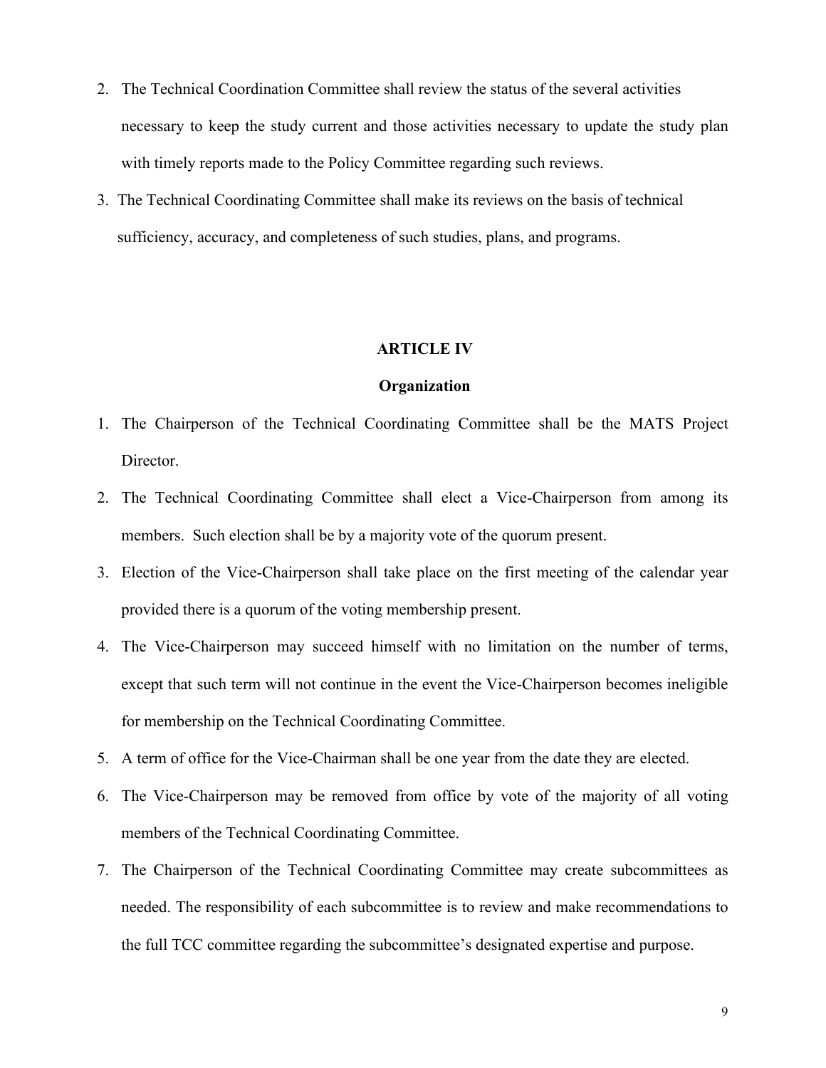2. The Technical Coordination Committee shall review the status of the several activities necessary to keep the study current and those activities necessary to update the study plan with timely reports made to the Policy Committee regarding such reviews.
3. The Technical Coordinating Committee shall make its reviews on the basis of technical sufficiency, accuracy, and completeness of such studies, plans, and programs.

## ARTICLE IV

### Organization

1. The Chairperson of the Technical Coordinating Committee shall be the MATS Project Director.
2. The Technical Coordinating Committee shall elect a Vice-Chairperson from among its members. Such election shall be by a majority vote of the quorum present.
3. Election of the Vice-Chairperson shall take place on the first meeting of the calendar year provided there is a quorum of the voting membership present.
4. The Vice-Chairperson may succeed himself with no limitation on the number of terms, except that such term will not continue in the event the Vice-Chairperson becomes ineligible for membership on the Technical Coordinating Committee.
5. A term of office for the Vice-Chairman shall be one year from the date they are elected.
6. The Vice-Chairperson may be removed from office by vote of the majority of all voting members of the Technical Coordinating Committee.
7. The Chairperson of the Technical Coordinating Committee may create subcommittees as needed. The responsibility of each subcommittee is to review and make recommendations to the full TCC committee regarding the subcommittee's designated expertise and purpose.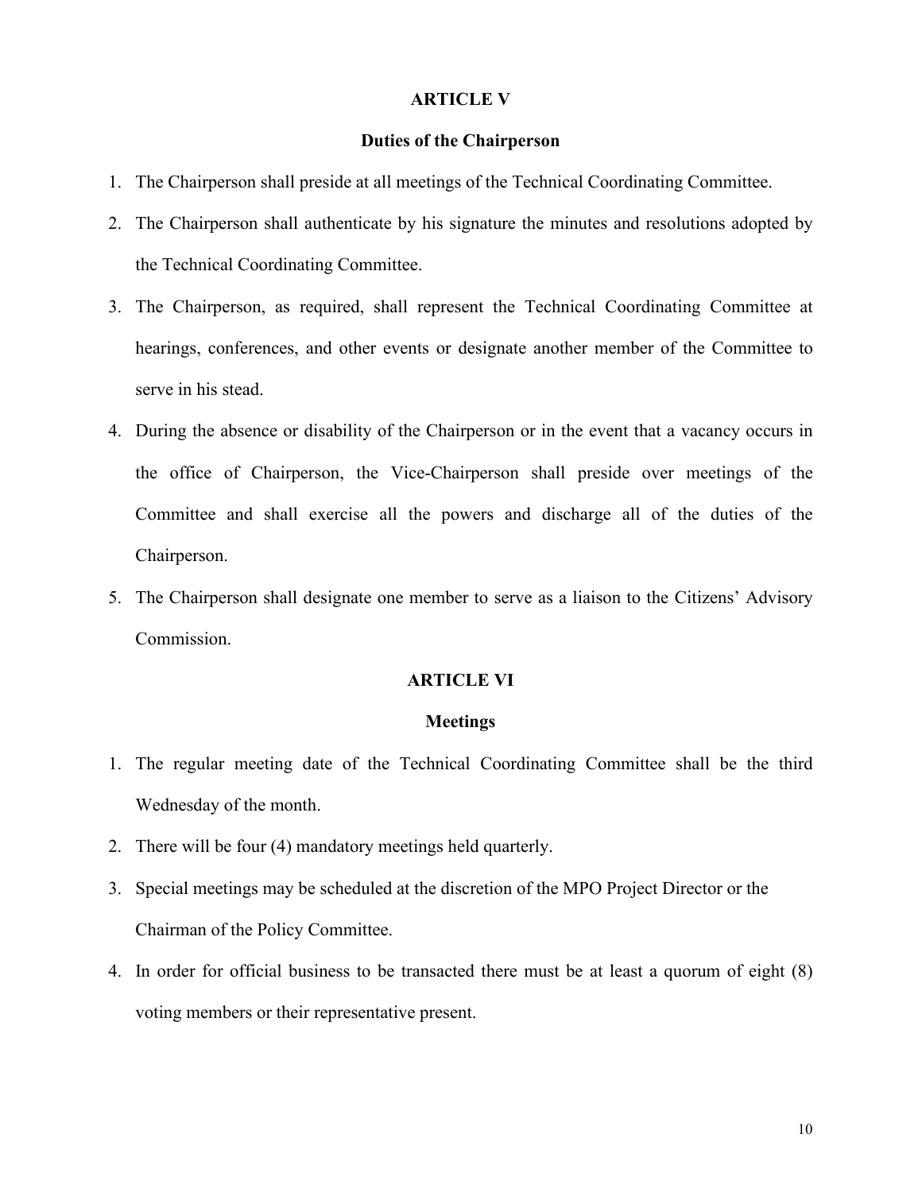## ARTICLE V

### Duties of the Chairperson

1. The Chairperson shall preside at all meetings of the Technical Coordinating Committee.
2. The Chairperson shall authenticate by his signature the minutes and resolutions adopted by the Technical Coordinating Committee.
3. The Chairperson, as required, shall represent the Technical Coordinating Committee at hearings, conferences, and other events or designate another member of the Committee to serve in his stead.
4. During the absence or disability of the Chairperson or in the event that a vacancy occurs in the office of Chairperson, the Vice-Chairperson shall preside over meetings of the Committee and shall exercise all the powers and discharge all of the duties of the Chairperson.
5. The Chairperson shall designate one member to serve as a liaison to the Citizens' Advisory Commission.

## ARTICLE VI

### Meetings

1. The regular meeting date of the Technical Coordinating Committee shall be the third Wednesday of the month.
2. There will be four (4) mandatory meetings held quarterly.
3. Special meetings may be scheduled at the discretion of the MPO Project Director or the Chairman of the Policy Committee.
4. In order for official business to be transacted there must be at least a quorum of eight (8) voting members or their representative present.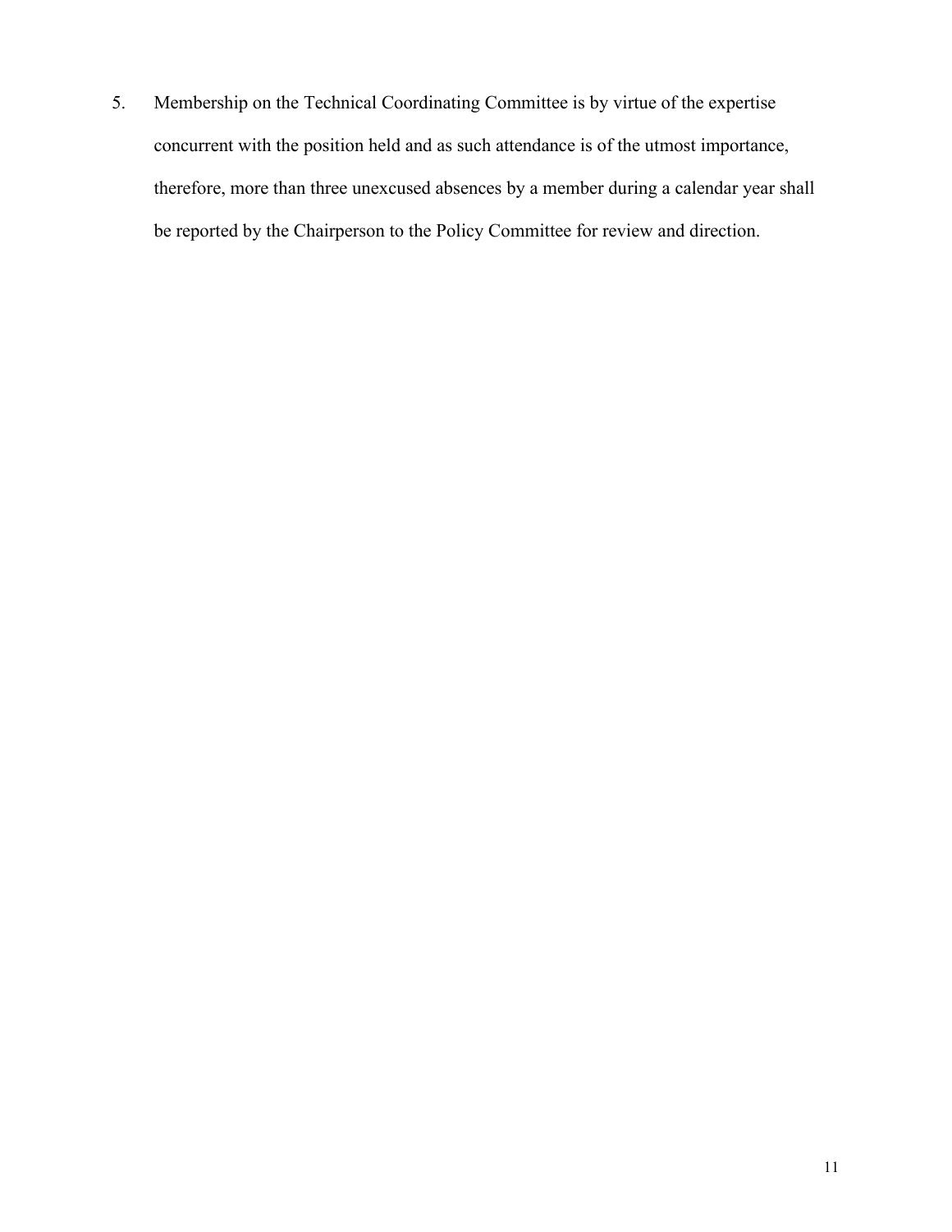5. Membership on the Technical Coordinating Committee is by virtue of the expertise concurrent with the position held and as such attendance is of the utmost importance, therefore, more than three unexcused absences by a member during a calendar year shall be reported by the Chairperson to the Policy Committee for review and direction.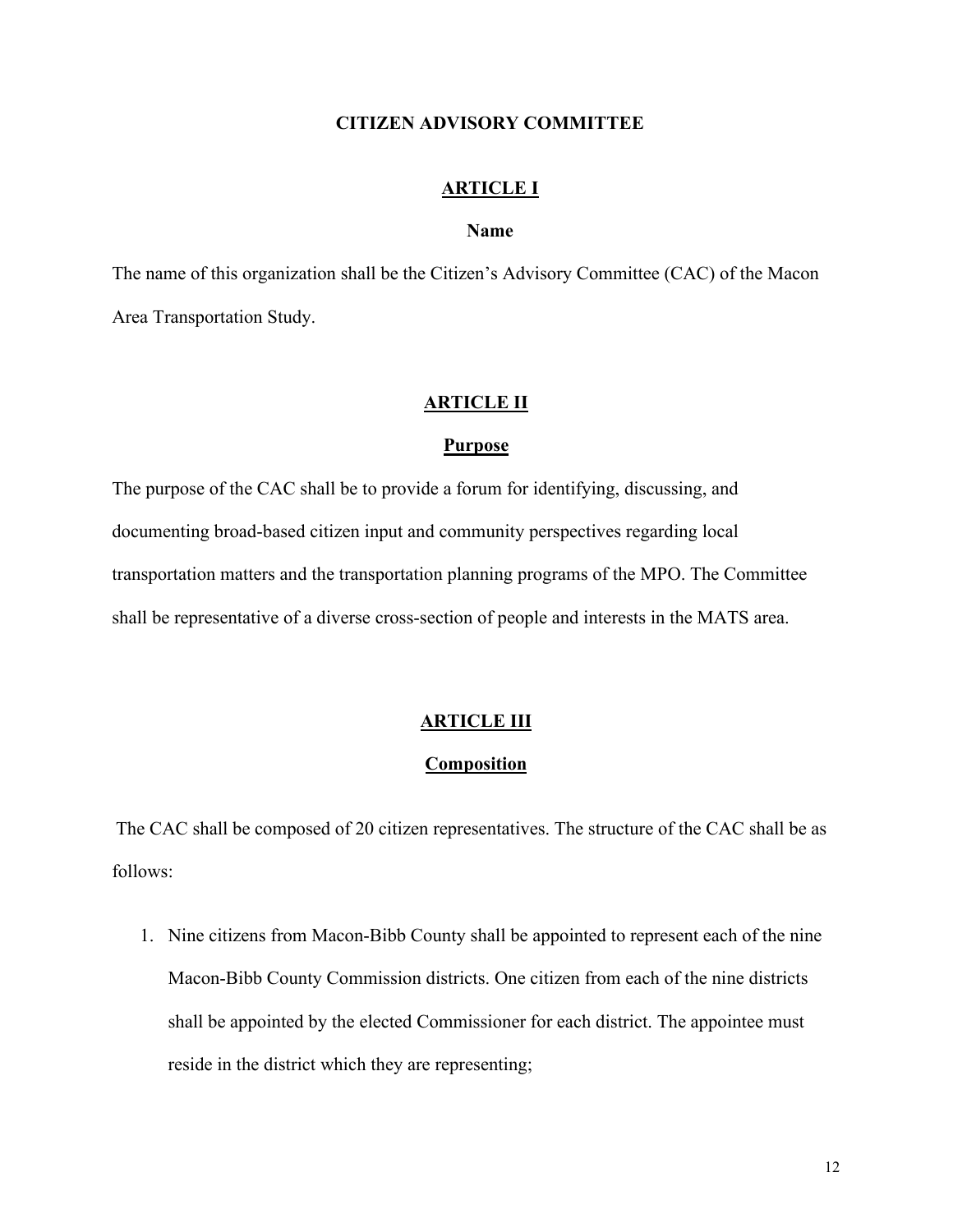# CITIZEN ADVISORY COMMITTEE

## ARTICLE I

### Name

The name of this organization shall be the Citizen's Advisory Committee (CAC) of the Macon Area Transportation Study.

## ARTICLE II

### Purpose

The purpose of the CAC shall be to provide a forum for identifying, discussing, and documenting broad-based citizen input and community perspectives regarding local transportation matters and the transportation planning programs of the MPO. The Committee shall be representative of a diverse cross-section of people and interests in the MATS area.

## ARTICLE III

### Composition

The CAC shall be composed of 20 citizen representatives. The structure of the CAC shall be as follows:

1. Nine citizens from Macon-Bibb County shall be appointed to represent each of the nine Macon-Bibb County Commission districts. One citizen from each of the nine districts shall be appointed by the elected Commissioner for each district. The appointee must reside in the district which they are representing;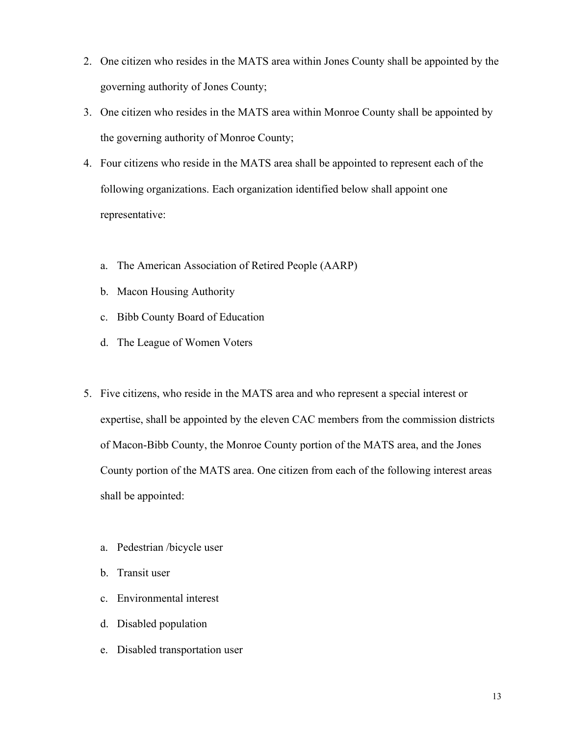2. One citizen who resides in the MATS area within Jones County shall be appointed by the governing authority of Jones County;
3. One citizen who resides in the MATS area within Monroe County shall be appointed by the governing authority of Monroe County;
4. Four citizens who reside in the MATS area shall be appointed to represent each of the following organizations. Each organization identified below shall appoint one representative:

    a. The American Association of Retired People (AARP)
    b. Macon Housing Authority
    c. Bibb County Board of Education
    d. The League of Women Voters

5. Five citizens, who reside in the MATS area and who represent a special interest or expertise, shall be appointed by the eleven CAC members from the commission districts of Macon-Bibb County, the Monroe County portion of the MATS area, and the Jones County portion of the MATS area. One citizen from each of the following interest areas shall be appointed:

    a. Pedestrian /bicycle user
    b. Transit user
    c. Environmental interest
    d. Disabled population
    e. Disabled transportation user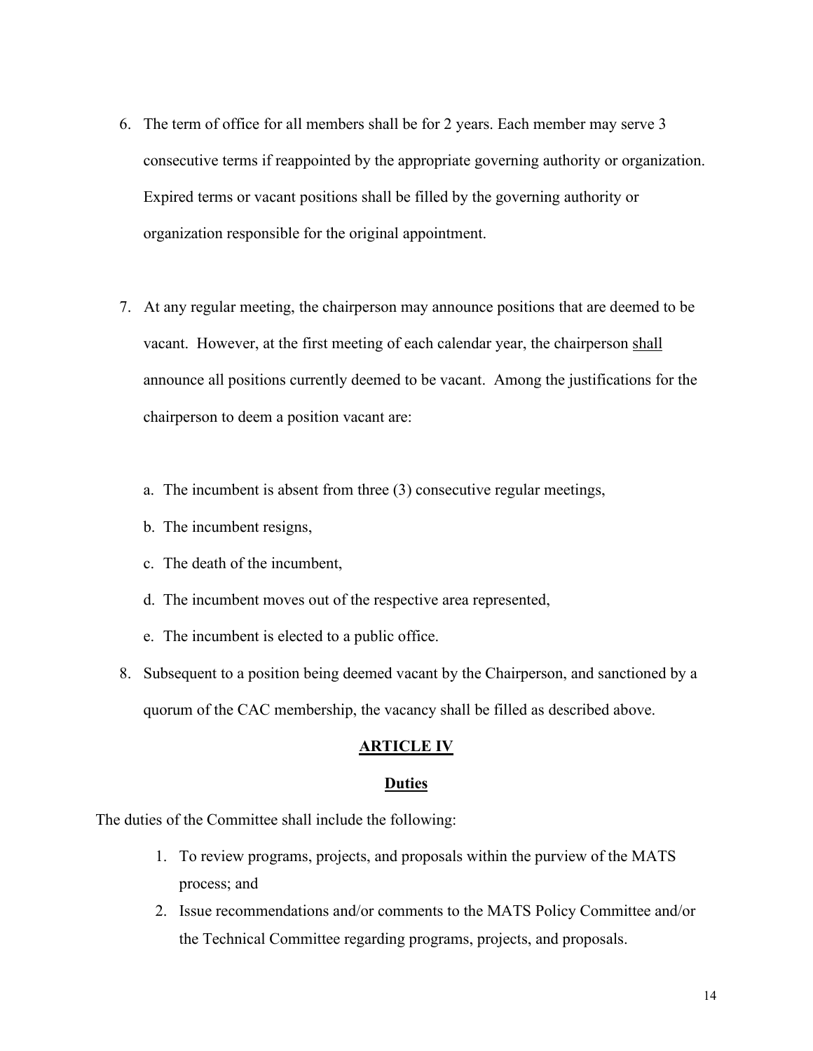6. The term of office for all members shall be for 2 years. Each member may serve 3 consecutive terms if reappointed by the appropriate governing authority or organization. Expired terms or vacant positions shall be filled by the governing authority or organization responsible for the original appointment.

7. At any regular meeting, the chairperson may announce positions that are deemed to be vacant. However, at the first meeting of each calendar year, the chairperson <u>shall</u> announce all positions currently deemed to be vacant. Among the justifications for the chairperson to deem a position vacant are:

   a. The incumbent is absent from three (3) consecutive regular meetings,
   b. The incumbent resigns,
   c. The death of the incumbent,
   d. The incumbent moves out of the respective area represented,
   e. The incumbent is elected to a public office.

8. Subsequent to a position being deemed vacant by the Chairperson, and sanctioned by a quorum of the CAC membership, the vacancy shall be filled as described above.

## ARTICLE IV

## Duties

The duties of the Committee shall include the following:

1. To review programs, projects, and proposals within the purview of the MATS process; and
2. Issue recommendations and/or comments to the MATS Policy Committee and/or the Technical Committee regarding programs, projects, and proposals.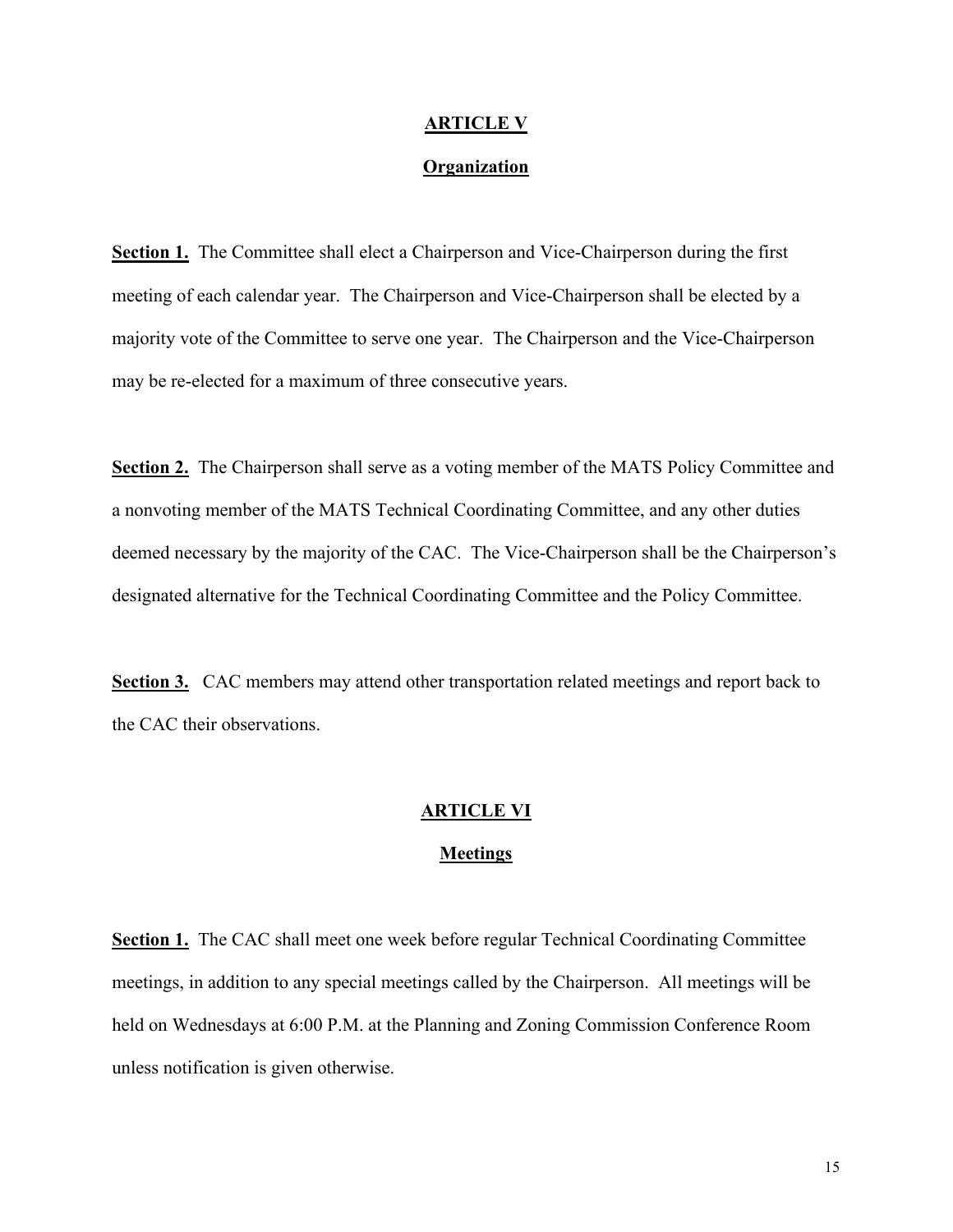## ARTICLE V

## Organization

**Section 1.** The Committee shall elect a Chairperson and Vice-Chairperson during the first meeting of each calendar year. The Chairperson and Vice-Chairperson shall be elected by a majority vote of the Committee to serve one year. The Chairperson and the Vice-Chairperson may be re-elected for a maximum of three consecutive years.

**Section 2.** The Chairperson shall serve as a voting member of the MATS Policy Committee and a nonvoting member of the MATS Technical Coordinating Committee, and any other duties deemed necessary by the majority of the CAC. The Vice-Chairperson shall be the Chairperson's designated alternative for the Technical Coordinating Committee and the Policy Committee.

**Section 3.** CAC members may attend other transportation related meetings and report back to the CAC their observations.

## ARTICLE VI

## Meetings

**Section 1.** The CAC shall meet one week before regular Technical Coordinating Committee meetings, in addition to any special meetings called by the Chairperson. All meetings will be held on Wednesdays at 6:00 P.M. at the Planning and Zoning Commission Conference Room unless notification is given otherwise.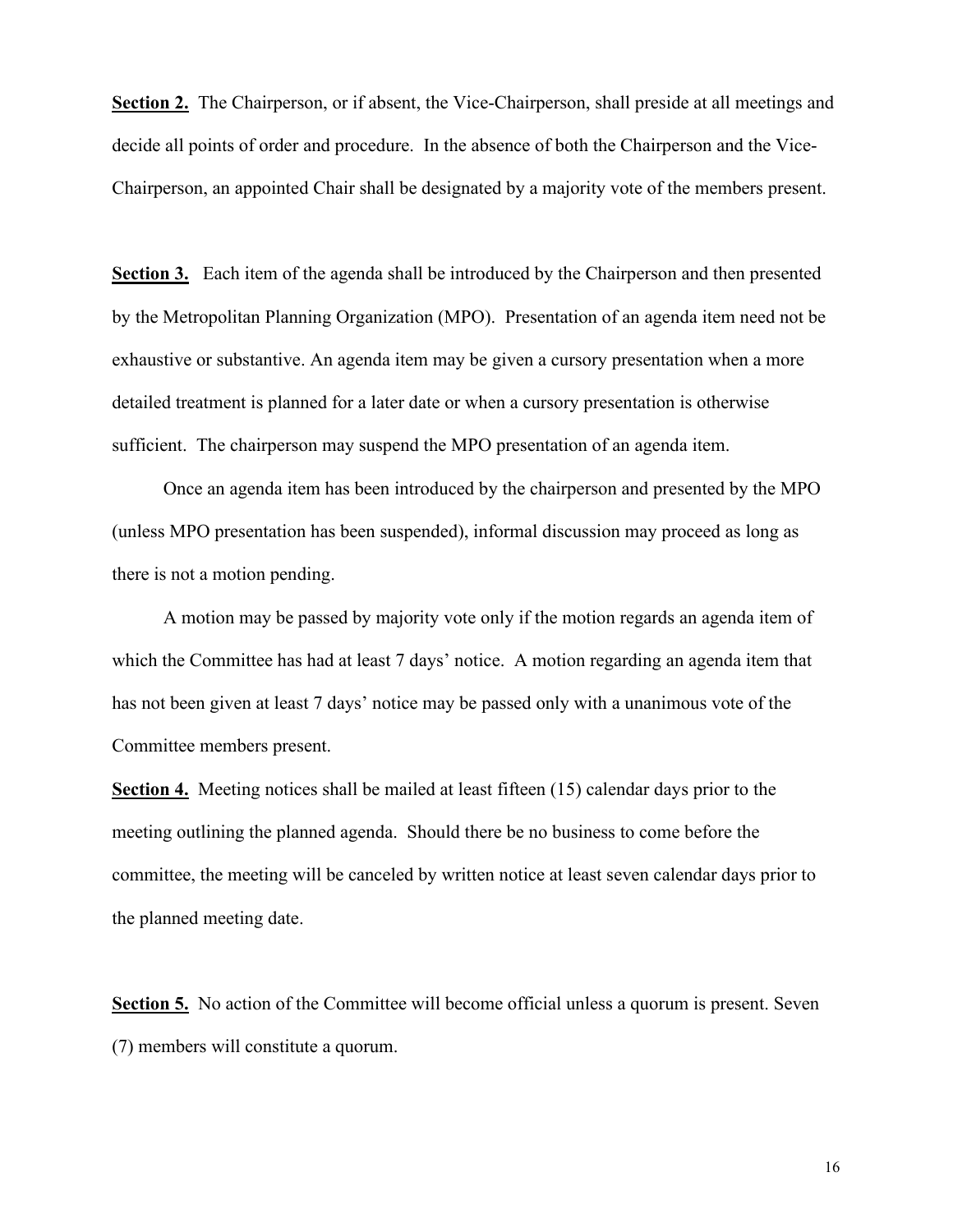**Section 2.** The Chairperson, or if absent, the Vice-Chairperson, shall preside at all meetings and decide all points of order and procedure. In the absence of both the Chairperson and the Vice-Chairperson, an appointed Chair shall be designated by a majority vote of the members present.

**Section 3.** Each item of the agenda shall be introduced by the Chairperson and then presented by the Metropolitan Planning Organization (MPO). Presentation of an agenda item need not be exhaustive or substantive. An agenda item may be given a cursory presentation when a more detailed treatment is planned for a later date or when a cursory presentation is otherwise sufficient. The chairperson may suspend the MPO presentation of an agenda item.

Once an agenda item has been introduced by the chairperson and presented by the MPO (unless MPO presentation has been suspended), informal discussion may proceed as long as there is not a motion pending.

A motion may be passed by majority vote only if the motion regards an agenda item of which the Committee has had at least 7 days' notice. A motion regarding an agenda item that has not been given at least 7 days' notice may be passed only with a unanimous vote of the Committee members present.

**Section 4.** Meeting notices shall be mailed at least fifteen (15) calendar days prior to the meeting outlining the planned agenda. Should there be no business to come before the committee, the meeting will be canceled by written notice at least seven calendar days prior to the planned meeting date.

**Section 5.** No action of the Committee will become official unless a quorum is present. Seven (7) members will constitute a quorum.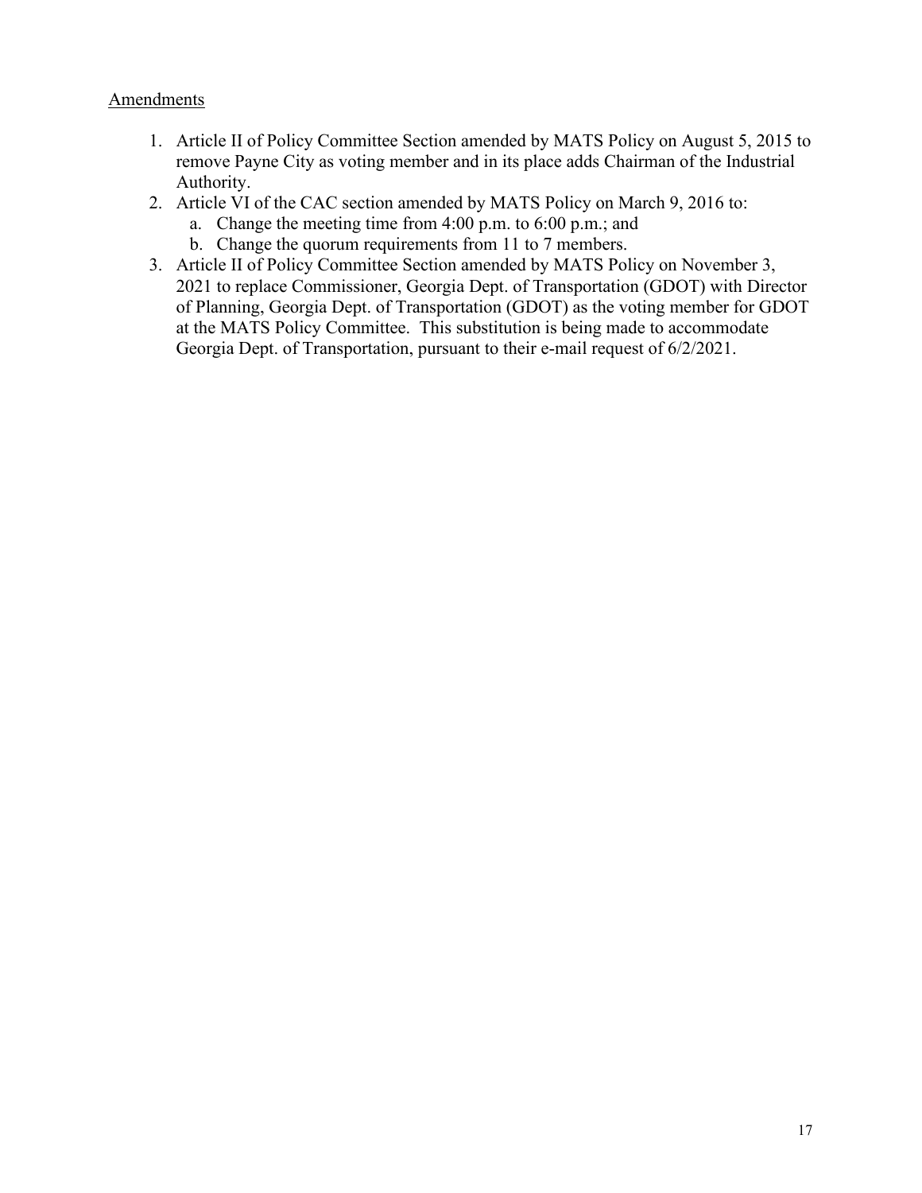<u>Amendments</u>

1. Article II of Policy Committee Section amended by MATS Policy on August 5, 2015 to remove Payne City as voting member and in its place adds Chairman of the Industrial Authority.
2. Article VI of the CAC section amended by MATS Policy on March 9, 2016 to:
   a. Change the meeting time from 4:00 p.m. to 6:00 p.m.; and
   b. Change the quorum requirements from 11 to 7 members.
3. Article II of Policy Committee Section amended by MATS Policy on November 3, 2021 to replace Commissioner, Georgia Dept. of Transportation (GDOT) with Director of Planning, Georgia Dept. of Transportation (GDOT) as the voting member for GDOT at the MATS Policy Committee. This substitution is being made to accommodate Georgia Dept. of Transportation, pursuant to their e-mail request of 6/2/2021.